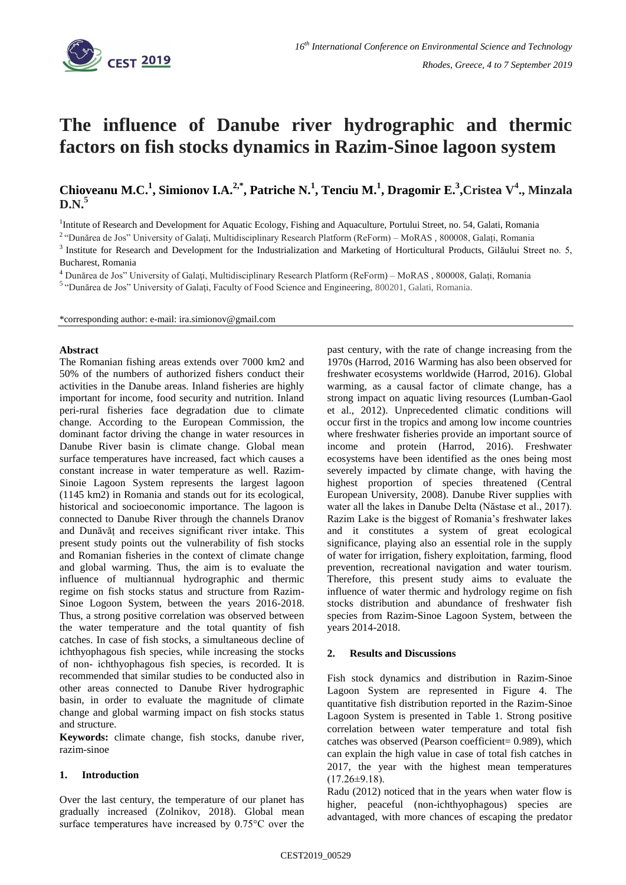# The influence of Danube river hydrographic and thermic factors on fish stocks dynamics in Razim-Sinoe lagoon system

**Chioveanu M.C.[1], Simionov I.A.[2,*], Patriche N.[1], Tenciu M.[1], Dragomir E.[3], Cristea V[4]., Minzala D.N.[5]**

[1]Intitute of Research and Development for Aquatic Ecology, Fishing and Aquaculture, Portului Street, no. 54, Galati, Romania

[2] "Dunărea de Jos" University of Galați, Multidisciplinary Research Platform (ReForm) – MoRAS , 800008, Galați, Romania

[3] Institute for Research and Development for the Industrialization and Marketing of Horticultural Products, Gilăului Street no. 5, Bucharest, Romania

[4] Dunărea de Jos" University of Galați, Multidisciplinary Research Platform (ReForm) – MoRAS , 800008, Galați, Romania

[5] "Dunărea de Jos" University of Galați, Faculty of Food Science and Engineering, 800201, Galati, Romania.

*corresponding author: e-mail: ira.simionov@gmail.com

### Abstract

The Romanian fishing areas extends over 7000 km2 and 50% of the numbers of authorized fishers conduct their activities in the Danube areas. Inland fisheries are highly important for income, food security and nutrition. Inland peri-rural fisheries face degradation due to climate change. According to the European Commission, the dominant factor driving the change in water resources in Danube River basin is climate change. Global mean surface temperatures have increased, fact which causes a constant increase in water temperature as well. Razim-Sinoie Lagoon System represents the largest lagoon (1145 km2) in Romania and stands out for its ecological, historical and socioeconomic importance. The lagoon is connected to Danube River through the channels Dranov and Dunăvăț and receives significant river intake. This present study points out the vulnerability of fish stocks and Romanian fisheries in the context of climate change and global warming. Thus, the aim is to evaluate the influence of multiannual hydrographic and thermic regime on fish stocks status and structure from Razim-Sinoe Logoon System, between the years 2016-2018. Thus, a strong positive correlation was observed between the water temperature and the total quantity of fish catches. In case of fish stocks, a simultaneous decline of ichthyophagous fish species, while increasing the stocks of non- ichthyophagous fish species, is recorded. It is recommended that similar studies to be conducted also in other areas connected to Danube River hydrographic basin, in order to evaluate the magnitude of climate change and global warming impact on fish stocks status and structure.

**Keywords:** climate change, fish stocks, danube river, razim-sinoe

## 1. Introduction

Over the last century, the temperature of our planet has gradually increased (Zolnikov, 2018). Global mean surface temperatures have increased by 0.75°C over the past century, with the rate of change increasing from the 1970s (Harrod, 2016 Warming has also been observed for freshwater ecosystems worldwide (Harrod, 2016). Global warming, as a causal factor of climate change, has a strong impact on aquatic living resources (Lumban-Gaol et al., 2012). Unprecedented climatic conditions will occur first in the tropics and among low income countries where freshwater fisheries provide an important source of income and protein (Harrod, 2016). Freshwater ecosystems have been identified as the ones being most severely impacted by climate change, with having the highest proportion of species threatened (Central European University, 2008). Danube River supplies with water all the lakes in Danube Delta (Năstase et al., 2017). Razim Lake is the biggest of Romania's freshwater lakes and it constitutes a system of great ecological significance, playing also an essential role in the supply of water for irrigation, fishery exploitation, farming, flood prevention, recreational navigation and water tourism. Therefore, this present study aims to evaluate the influence of water thermic and hydrology regime on fish stocks distribution and abundance of freshwater fish species from Razim-Sinoe Lagoon System, between the years 2014-2018.

## 2. Results and Discussions

Fish stock dynamics and distribution in Razim-Sinoe Lagoon System are represented in Figure 4. The quantitative fish distribution reported in the Razim-Sinoe Lagoon System is presented in Table 1. Strong positive correlation between water temperature and total fish catches was observed (Pearson coefficient= 0.989), which can explain the high value in case of total fish catches in 2017, the year with the highest mean temperatures (17.26±9.18).

Radu (2012) noticed that in the years when water flow is higher, peaceful (non-ichthyophagous) species are advantaged, with more chances of escaping the predator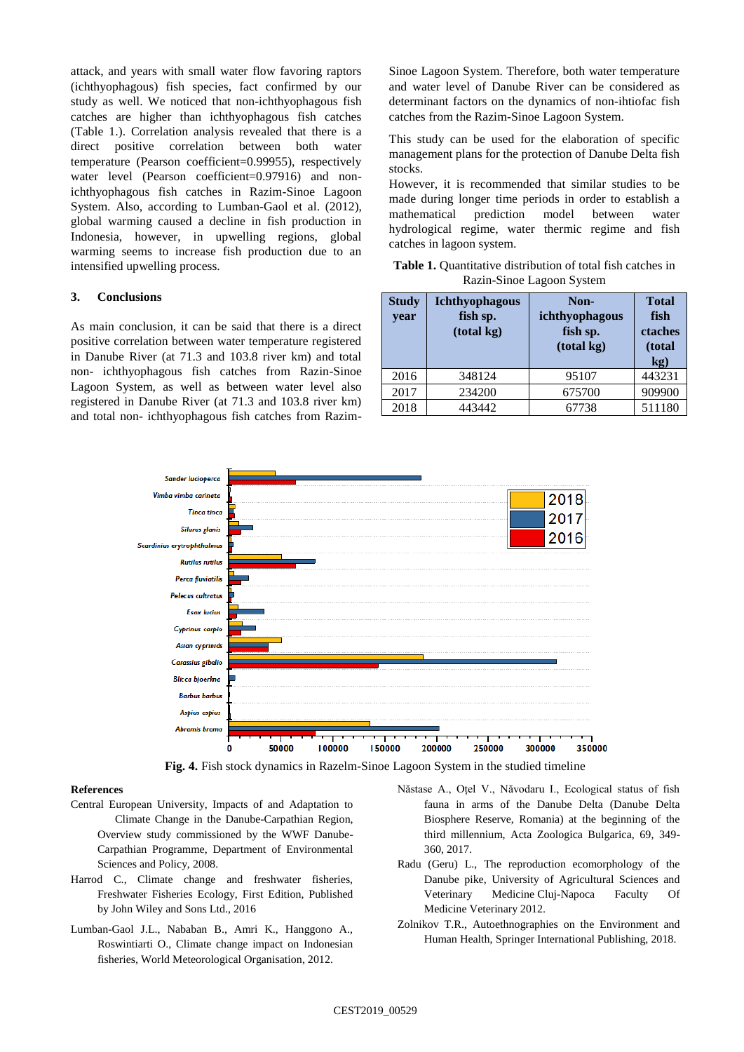attack, and years with small water flow favoring raptors (ichthyophagous) fish species, fact confirmed by our study as well. We noticed that non-ichthyophagous fish catches are higher than ichthyophagous fish catches (Table 1.). Correlation analysis revealed that there is a direct positive correlation between both water temperature (Pearson coefficient=0.99955), respectively water level (Pearson coefficient=0.97916) and non-ichthyophagous fish catches in Razim-Sinoe Lagoon System. Also, according to Lumban-Gaol et al. (2012), global warming caused a decline in fish production in Indonesia, however, in upwelling regions, global warming seems to increase fish production due to an intensified upwelling process.

## 3. Conclusions

As main conclusion, it can be said that there is a direct positive correlation between water temperature registered in Danube River (at 71.3 and 103.8 river km) and total non- ichthyophagous fish catches from Razin-Sinoe Lagoon System, as well as between water level also registered in Danube River (at 71.3 and 103.8 river km) and total non- ichthyophagous fish catches from Razim-Sinoe Lagoon System. Therefore, both water temperature and water level of Danube River can be considered as determinant factors on the dynamics of non-ihtiofac fish catches from the Razim-Sinoe Lagoon System.

This study can be used for the elaboration of specific management plans for the protection of Danube Delta fish stocks.

However, it is recommended that similar studies to be made during longer time periods in order to establish a mathematical prediction model between water hydrological regime, water thermic regime and fish catches in lagoon system.

**Table 1.** Quantitative distribution of total fish catches in Razin-Sinoe Lagoon System

| Study year | Ichthyophagous fish sp. (total kg) | Non-ichthyophagous fish sp. (total kg) | Total fish ctaches (total kg) |
|---|---|---|---|
| 2016 | 348124 | 95107 | 443231 |
| 2017 | 234200 | 675700 | 909900 |
| 2018 | 443442 | 67738 | 511180 |

Sander lucioperca
Vimba vimba carinata
Tinca tinca
Silurus glanis
Scardinius erytrophthalmus
Rutilus rutilus
Perca fluviatilis
Pelecus cultretus
Esox lucius
Cyprinus carpio
Asian cyprinids
Carassius gibelio
Blicca bjoerkna
Barbus barbus
Aspius aspius
Abramis brama

0 50000 100000 150000 200000 250000 300000 350000

2018
2017
2016

**Fig. 4.** Fish stock dynamics in Razelm-Sinoe Lagoon System in the studied timeline

### References

Central European University, Impacts of and Adaptation to Climate Change in the Danube-Carpathian Region, Overview study commissioned by the WWF Danube-Carpathian Programme, Department of Environmental Sciences and Policy, 2008.

Harrod C., Climate change and freshwater fisheries, Freshwater Fisheries Ecology, First Edition, Published by John Wiley and Sons Ltd., 2016

Lumban-Gaol J.L., Nababan B., Amri K., Hanggono A., Roswintiarti O., Climate change impact on Indonesian fisheries, World Meteorological Organisation, 2012.

Năstase A., Oțel V., Năvodaru I., Ecological status of fish fauna in arms of the Danube Delta (Danube Delta Biosphere Reserve, Romania) at the beginning of the third millennium, Acta Zoologica Bulgarica, 69, 349-360, 2017.

Radu (Geru) L., The reproduction ecomorphology of the Danube pike, University of Agricultural Sciences and Veterinary Medicine Cluj-Napoca Faculty Of Medicine Veterinary 2012.

Zolnikov T.R., Autoethnographies on the Environment and Human Health, Springer International Publishing, 2018.